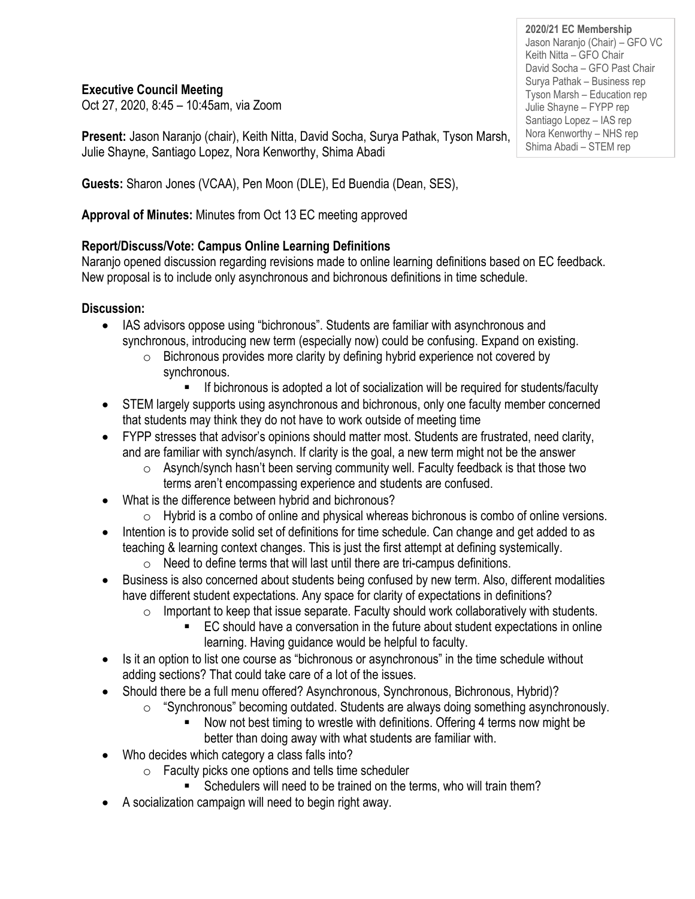**2020/21 EC Membership**
Jason Naranjo (Chair) – GFO VC
Keith Nitta – GFO Chair
David Socha – GFO Past Chair
Surya Pathak – Business rep
Tyson Marsh – Education rep
Julie Shayne – FYPP rep
Santiago Lopez – IAS rep
Nora Kenworthy – NHS rep
Shima Abadi – STEM rep

**Executive Council Meeting**
Oct 27, 2020, 8:45 – 10:45am, via Zoom

**Present:** Jason Naranjo (chair), Keith Nitta, David Socha, Surya Pathak, Tyson Marsh, Julie Shayne, Santiago Lopez, Nora Kenworthy, Shima Abadi

**Guests:** Sharon Jones (VCAA), Pen Moon (DLE), Ed Buendia (Dean, SES),

**Approval of Minutes:** Minutes from Oct 13 EC meeting approved

**Report/Discuss/Vote: Campus Online Learning Definitions**
Naranjo opened discussion regarding revisions made to online learning definitions based on EC feedback. New proposal is to include only asynchronous and bichronous definitions in time schedule.

**Discussion:**

- IAS advisors oppose using "bichronous". Students are familiar with asynchronous and synchronous, introducing new term (especially now) could be confusing. Expand on existing.
  - Bichronous provides more clarity by defining hybrid experience not covered by synchronous.
    - If bichronous is adopted a lot of socialization will be required for students/faculty
- STEM largely supports using asynchronous and bichronous, only one faculty member concerned that students may think they do not have to work outside of meeting time
- FYPP stresses that advisor's opinions should matter most. Students are frustrated, need clarity, and are familiar with synch/asynch. If clarity is the goal, a new term might not be the answer
  - Asynch/synch hasn't been serving community well. Faculty feedback is that those two terms aren't encompassing experience and students are confused.
- What is the difference between hybrid and bichronous?
  - Hybrid is a combo of online and physical whereas bichronous is combo of online versions.
- Intention is to provide solid set of definitions for time schedule. Can change and get added to as teaching & learning context changes. This is just the first attempt at defining systemically.
  - Need to define terms that will last until there are tri-campus definitions.
- Business is also concerned about students being confused by new term. Also, different modalities have different student expectations. Any space for clarity of expectations in definitions?
  - Important to keep that issue separate. Faculty should work collaboratively with students.
    - EC should have a conversation in the future about student expectations in online learning. Having guidance would be helpful to faculty.
- Is it an option to list one course as "bichronous or asynchronous" in the time schedule without adding sections? That could take care of a lot of the issues.
- Should there be a full menu offered? Asynchronous, Synchronous, Bichronous, Hybrid)?
  - "Synchronous" becoming outdated. Students are always doing something asynchronously.
    - Now not best timing to wrestle with definitions. Offering 4 terms now might be better than doing away with what students are familiar with.
- Who decides which category a class falls into?
  - Faculty picks one options and tells time scheduler
    - Schedulers will need to be trained on the terms, who will train them?
- A socialization campaign will need to begin right away.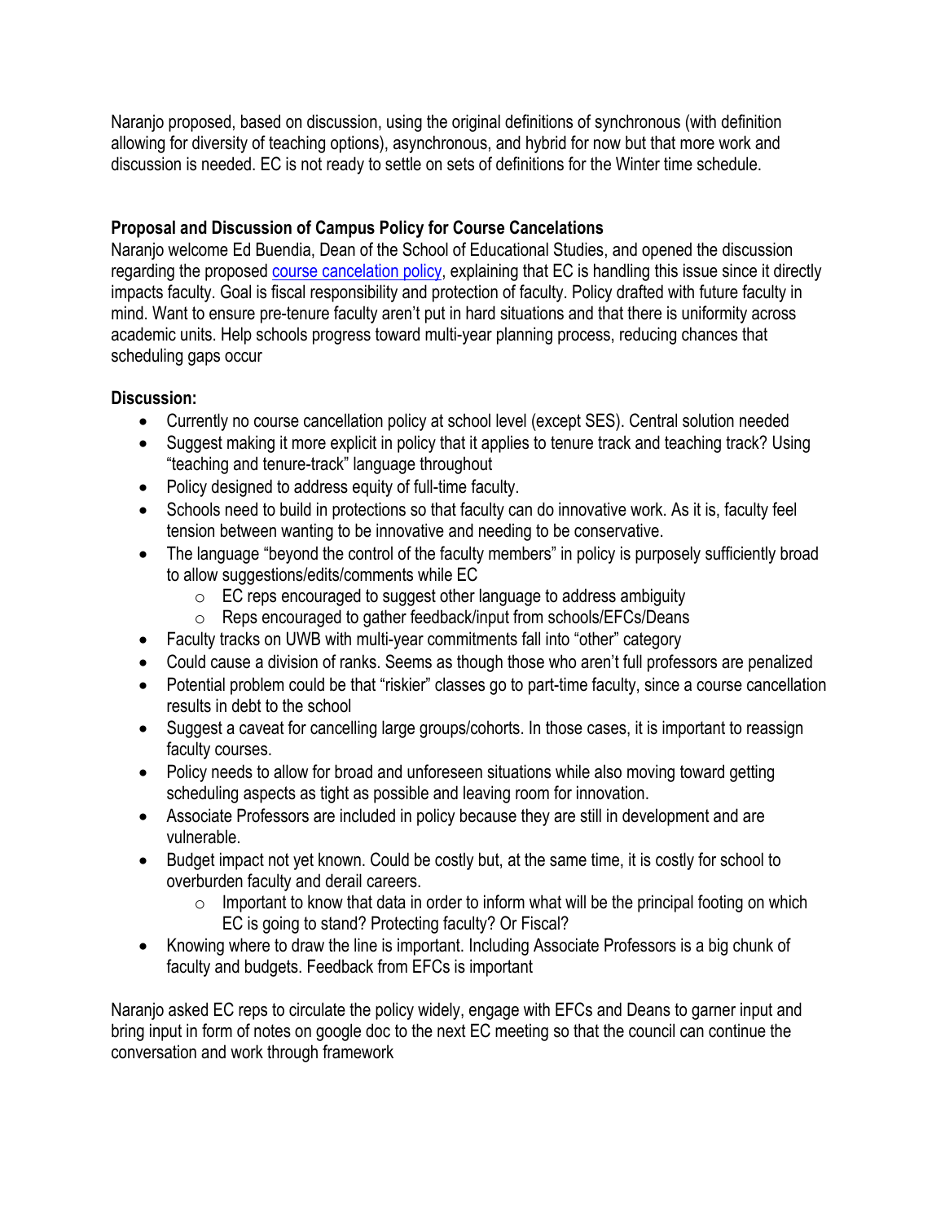Naranjo proposed, based on discussion, using the original definitions of synchronous (with definition allowing for diversity of teaching options), asynchronous, and hybrid for now but that more work and discussion is needed. EC is not ready to settle on sets of definitions for the Winter time schedule.

**Proposal and Discussion of Campus Policy for Course Cancelations**

Naranjo welcome Ed Buendia, Dean of the School of Educational Studies, and opened the discussion regarding the proposed course cancelation policy, explaining that EC is handling this issue since it directly impacts faculty. Goal is fiscal responsibility and protection of faculty. Policy drafted with future faculty in mind. Want to ensure pre-tenure faculty aren't put in hard situations and that there is uniformity across academic units. Help schools progress toward multi-year planning process, reducing chances that scheduling gaps occur

**Discussion:**

- Currently no course cancellation policy at school level (except SES). Central solution needed
- Suggest making it more explicit in policy that it applies to tenure track and teaching track? Using "teaching and tenure-track" language throughout
- Policy designed to address equity of full-time faculty.
- Schools need to build in protections so that faculty can do innovative work. As it is, faculty feel tension between wanting to be innovative and needing to be conservative.
- The language "beyond the control of the faculty members" in policy is purposely sufficiently broad to allow suggestions/edits/comments while EC
    - EC reps encouraged to suggest other language to address ambiguity
    - Reps encouraged to gather feedback/input from schools/EFCs/Deans
- Faculty tracks on UWB with multi-year commitments fall into "other" category
- Could cause a division of ranks. Seems as though those who aren't full professors are penalized
- Potential problem could be that "riskier" classes go to part-time faculty, since a course cancellation results in debt to the school
- Suggest a caveat for cancelling large groups/cohorts. In those cases, it is important to reassign faculty courses.
- Policy needs to allow for broad and unforeseen situations while also moving toward getting scheduling aspects as tight as possible and leaving room for innovation.
- Associate Professors are included in policy because they are still in development and are vulnerable.
- Budget impact not yet known. Could be costly but, at the same time, it is costly for school to overburden faculty and derail careers.
    - Important to know that data in order to inform what will be the principal footing on which EC is going to stand? Protecting faculty? Or Fiscal?
- Knowing where to draw the line is important. Including Associate Professors is a big chunk of faculty and budgets. Feedback from EFCs is important

Naranjo asked EC reps to circulate the policy widely, engage with EFCs and Deans to garner input and bring input in form of notes on google doc to the next EC meeting so that the council can continue the conversation and work through framework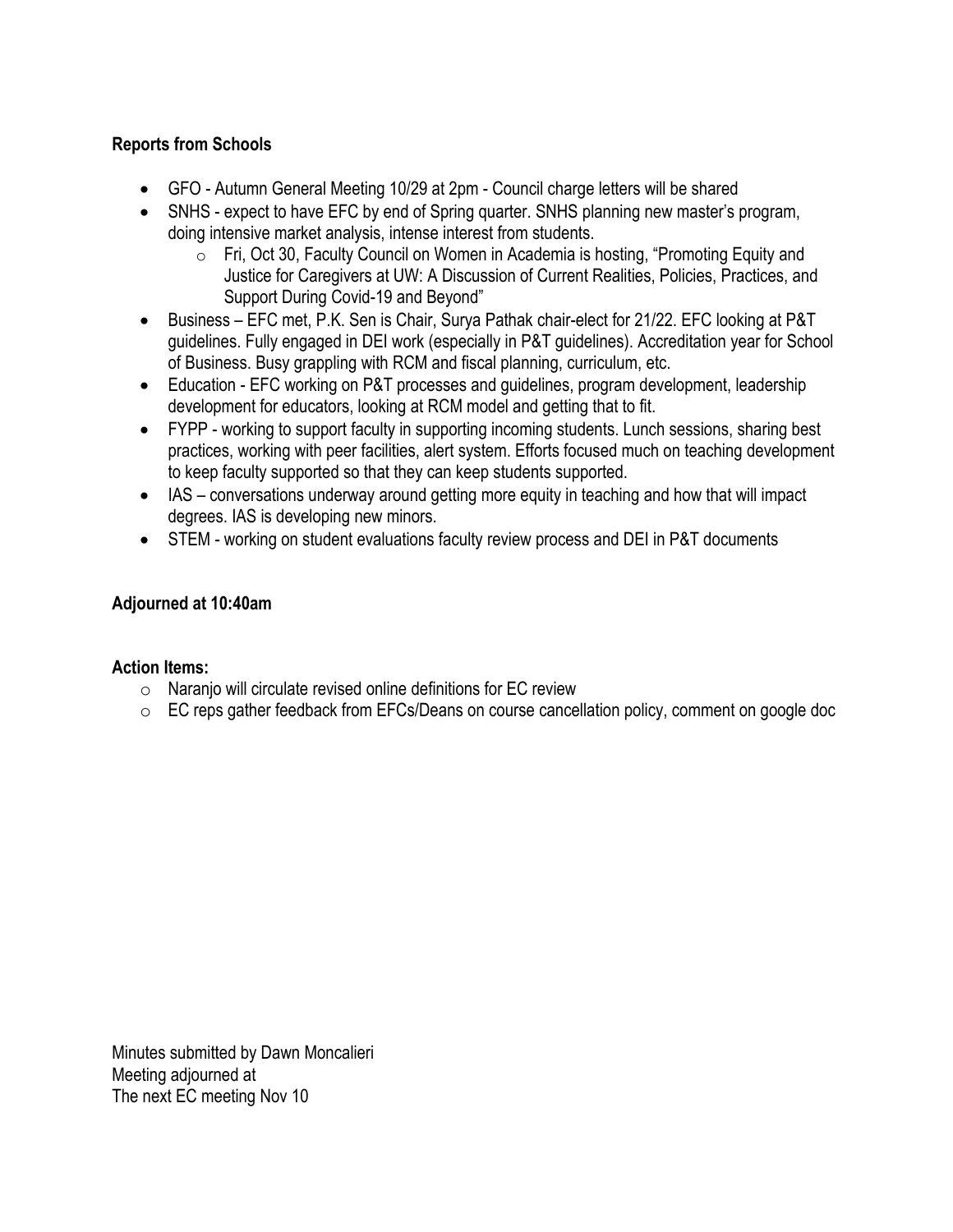**Reports from Schools**

- GFO - Autumn General Meeting 10/29 at 2pm - Council charge letters will be shared
- SNHS - expect to have EFC by end of Spring quarter. SNHS planning new master's program, doing intensive market analysis, intense interest from students.
  - Fri, Oct 30, Faculty Council on Women in Academia is hosting, "Promoting Equity and Justice for Caregivers at UW: A Discussion of Current Realities, Policies, Practices, and Support During Covid-19 and Beyond"
- Business – EFC met, P.K. Sen is Chair, Surya Pathak chair-elect for 21/22. EFC looking at P&T guidelines. Fully engaged in DEI work (especially in P&T guidelines). Accreditation year for School of Business. Busy grappling with RCM and fiscal planning, curriculum, etc.
- Education - EFC working on P&T processes and guidelines, program development, leadership development for educators, looking at RCM model and getting that to fit.
- FYPP - working to support faculty in supporting incoming students. Lunch sessions, sharing best practices, working with peer facilities, alert system. Efforts focused much on teaching development to keep faculty supported so that they can keep students supported.
- IAS – conversations underway around getting more equity in teaching and how that will impact degrees. IAS is developing new minors.
- STEM - working on student evaluations faculty review process and DEI in P&T documents

**Adjourned at 10:40am**

**Action Items:**

- Naranjo will circulate revised online definitions for EC review
- EC reps gather feedback from EFCs/Deans on course cancellation policy, comment on google doc

Minutes submitted by Dawn Moncalieri
Meeting adjourned at
The next EC meeting Nov 10